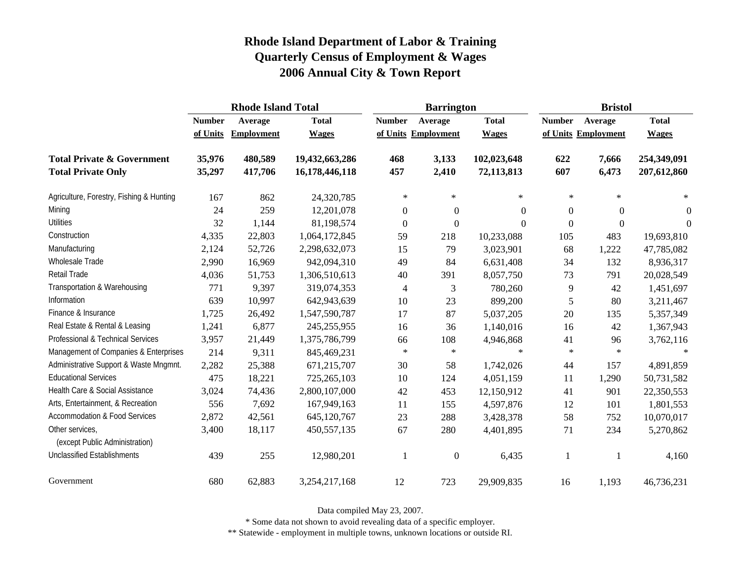# Rhode Island Department of Labor & Training
## Quarterly Census of Employment & Wages
## 2006 Annual City & Town Report

| | Rhode Island Total | | | Barrington | | | Bristol | | |
|---|---|---|---|---|---|---|---|---|---|
| | Number of Units | Average Employment | Total Wages | Number of Units | Average Employment | Total Wages | Number of Units | Average Employment | Total Wages |
| **Total Private & Government** | **35,976** | **480,589** | **19,432,663,286** | **468** | **3,133** | **102,023,648** | **622** | **7,666** | **254,349,091** |
| **Total Private Only** | **35,297** | **417,706** | **16,178,446,118** | **457** | **2,410** | **72,113,813** | **607** | **6,473** | **207,612,860** |
| Agriculture, Forestry, Fishing & Hunting | 167 | 862 | 24,320,785 | * | * | * | * | * | * |
| Mining | 24 | 259 | 12,201,078 | 0 | 0 | 0 | 0 | 0 | 0 |
| Utilities | 32 | 1,144 | 81,198,574 | 0 | 0 | 0 | 0 | 0 | 0 |
| Construction | 4,335 | 22,803 | 1,064,172,845 | 59 | 218 | 10,233,088 | 105 | 483 | 19,693,810 |
| Manufacturing | 2,124 | 52,726 | 2,298,632,073 | 15 | 79 | 3,023,901 | 68 | 1,222 | 47,785,082 |
| Wholesale Trade | 2,990 | 16,969 | 942,094,310 | 49 | 84 | 6,631,408 | 34 | 132 | 8,936,317 |
| Retail Trade | 4,036 | 51,753 | 1,306,510,613 | 40 | 391 | 8,057,750 | 73 | 791 | 20,028,549 |
| Transportation & Warehousing | 771 | 9,397 | 319,074,353 | 4 | 3 | 780,260 | 9 | 42 | 1,451,697 |
| Information | 639 | 10,997 | 642,943,639 | 10 | 23 | 899,200 | 5 | 80 | 3,211,467 |
| Finance & Insurance | 1,725 | 26,492 | 1,547,590,787 | 17 | 87 | 5,037,205 | 20 | 135 | 5,357,349 |
| Real Estate & Rental & Leasing | 1,241 | 6,877 | 245,255,955 | 16 | 36 | 1,140,016 | 16 | 42 | 1,367,943 |
| Professional & Technical Services | 3,957 | 21,449 | 1,375,786,799 | 66 | 108 | 4,946,868 | 41 | 96 | 3,762,116 |
| Management of Companies & Enterprises | 214 | 9,311 | 845,469,231 | * | * | * | * | * | * |
| Administrative Support & Waste Mngmnt. | 2,282 | 25,388 | 671,215,707 | 30 | 58 | 1,742,026 | 44 | 157 | 4,891,859 |
| Educational Services | 475 | 18,221 | 725,265,103 | 10 | 124 | 4,051,159 | 11 | 1,290 | 50,731,582 |
| Health Care & Social Assistance | 3,024 | 74,436 | 2,800,107,000 | 42 | 453 | 12,150,912 | 41 | 901 | 22,350,553 |
| Arts, Entertainment, & Recreation | 556 | 7,692 | 167,949,163 | 11 | 155 | 4,597,876 | 12 | 101 | 1,801,553 |
| Accommodation & Food Services | 2,872 | 42,561 | 645,120,767 | 23 | 288 | 3,428,378 | 58 | 752 | 10,070,017 |
| Other services, (except Public Administration) | 3,400 | 18,117 | 450,557,135 | 67 | 280 | 4,401,895 | 71 | 234 | 5,270,862 |
| Unclassified Establishments | 439 | 255 | 12,980,201 | 1 | 0 | 6,435 | 1 | 1 | 4,160 |
| Government | 680 | 62,883 | 3,254,217,168 | 12 | 723 | 29,909,835 | 16 | 1,193 | 46,736,231 |

Data compiled May 23, 2007.

* Some data not shown to avoid revealing data of a specific employer.

** Statewide - employment in multiple towns, unknown locations or outside RI.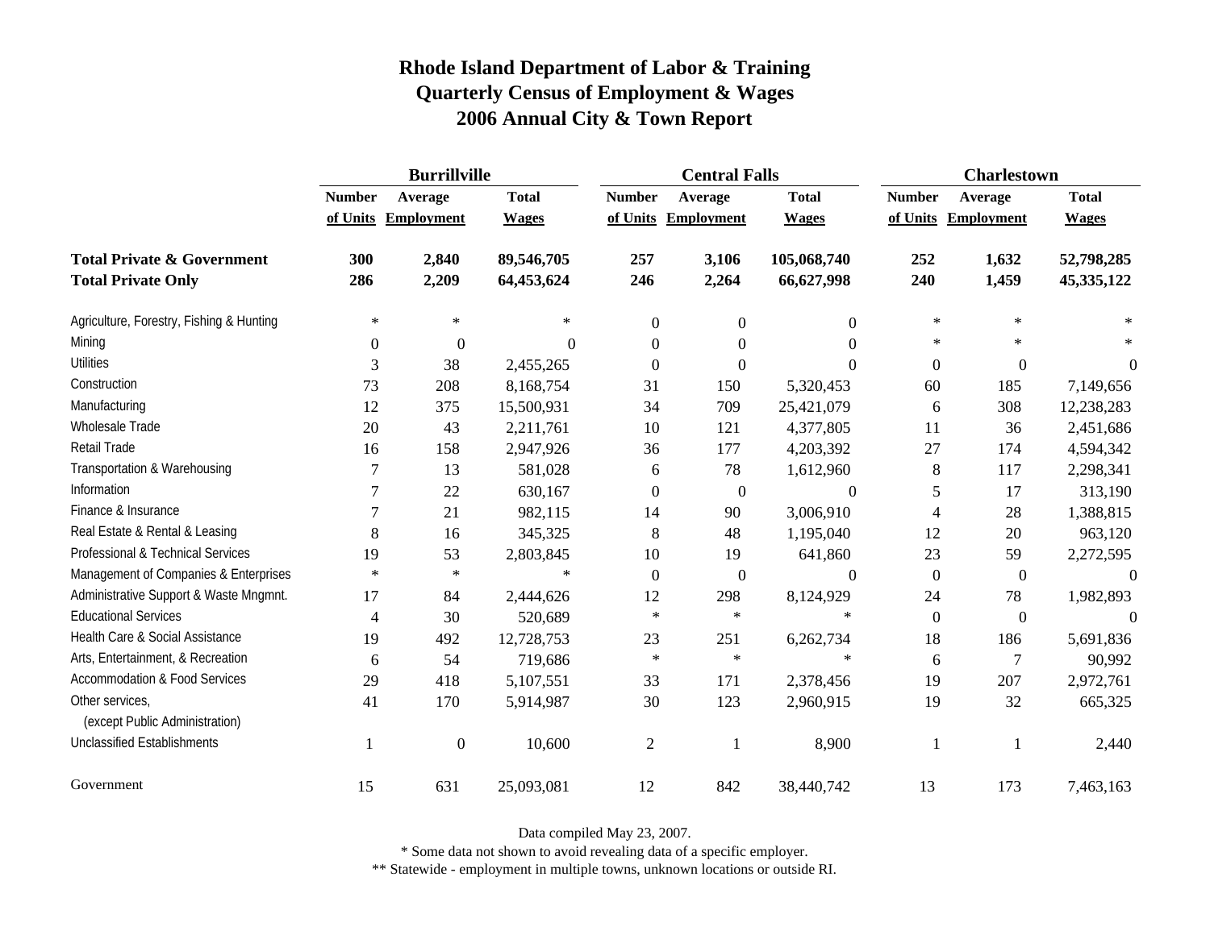# Rhode Island Department of Labor & Training
## Quarterly Census of Employment & Wages
## 2006 Annual City & Town Report

| | Burrillville | | | Central Falls | | | Charlestown | | |
|---|---|---|---|---|---|---|---|---|---|
| | Number of Units | Average Employment | Total Wages | Number of Units | Average Employment | Total Wages | Number of Units | Average Employment | Total Wages |
| **Total Private & Government** | **300** | **2,840** | **89,546,705** | **257** | **3,106** | **105,068,740** | **252** | **1,632** | **52,798,285** |
| **Total Private Only** | **286** | **2,209** | **64,453,624** | **246** | **2,264** | **66,627,998** | **240** | **1,459** | **45,335,122** |
| Agriculture, Forestry, Fishing & Hunting | * | * | * | 0 | 0 | 0 | * | * | * |
| Mining | 0 | 0 | 0 | 0 | 0 | 0 | * | * | * |
| Utilities | 3 | 38 | 2,455,265 | 0 | 0 | 0 | 0 | 0 | 0 |
| Construction | 73 | 208 | 8,168,754 | 31 | 150 | 5,320,453 | 60 | 185 | 7,149,656 |
| Manufacturing | 12 | 375 | 15,500,931 | 34 | 709 | 25,421,079 | 6 | 308 | 12,238,283 |
| Wholesale Trade | 20 | 43 | 2,211,761 | 10 | 121 | 4,377,805 | 11 | 36 | 2,451,686 |
| Retail Trade | 16 | 158 | 2,947,926 | 36 | 177 | 4,203,392 | 27 | 174 | 4,594,342 |
| Transportation & Warehousing | 7 | 13 | 581,028 | 6 | 78 | 1,612,960 | 8 | 117 | 2,298,341 |
| Information | 7 | 22 | 630,167 | 0 | 0 | 0 | 5 | 17 | 313,190 |
| Finance & Insurance | 7 | 21 | 982,115 | 14 | 90 | 3,006,910 | 4 | 28 | 1,388,815 |
| Real Estate & Rental & Leasing | 8 | 16 | 345,325 | 8 | 48 | 1,195,040 | 12 | 20 | 963,120 |
| Professional & Technical Services | 19 | 53 | 2,803,845 | 10 | 19 | 641,860 | 23 | 59 | 2,272,595 |
| Management of Companies & Enterprises | * | * | * | 0 | 0 | 0 | 0 | 0 | 0 |
| Administrative Support & Waste Mngmnt. | 17 | 84 | 2,444,626 | 12 | 298 | 8,124,929 | 24 | 78 | 1,982,893 |
| Educational Services | 4 | 30 | 520,689 | * | * | * | 0 | 0 | 0 |
| Health Care & Social Assistance | 19 | 492 | 12,728,753 | 23 | 251 | 6,262,734 | 18 | 186 | 5,691,836 |
| Arts, Entertainment, & Recreation | 6 | 54 | 719,686 | * | * | * | 6 | 7 | 90,992 |
| Accommodation & Food Services | 29 | 418 | 5,107,551 | 33 | 171 | 2,378,456 | 19 | 207 | 2,972,761 |
| Other services, (except Public Administration) | 41 | 170 | 5,914,987 | 30 | 123 | 2,960,915 | 19 | 32 | 665,325 |
| Unclassified Establishments | 1 | 0 | 10,600 | 2 | 1 | 8,900 | 1 | 1 | 2,440 |
| Government | 15 | 631 | 25,093,081 | 12 | 842 | 38,440,742 | 13 | 173 | 7,463,163 |

Data compiled May 23, 2007.

* Some data not shown to avoid revealing data of a specific employer.

** Statewide - employment in multiple towns, unknown locations or outside RI.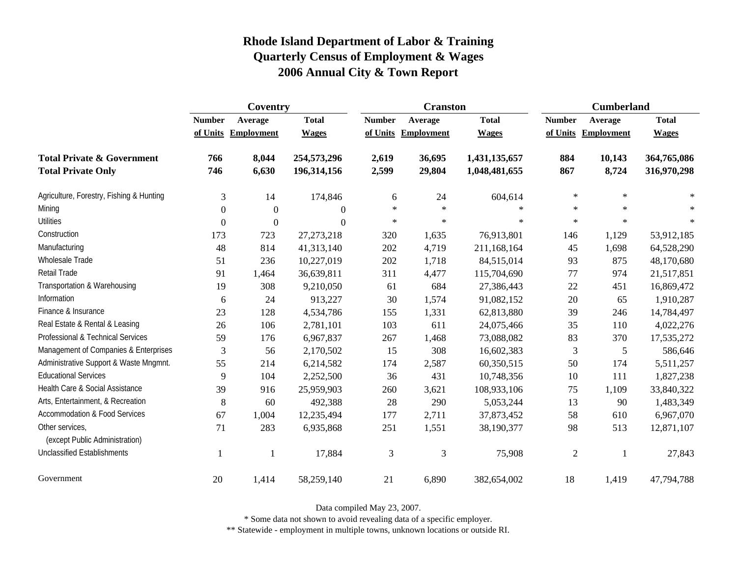# Rhode Island Department of Labor & Training
## Quarterly Census of Employment & Wages
## 2006 Annual City & Town Report

| | Coventry | | | Cranston | | | Cumberland | | |
|---|---|---|---|---|---|---|---|---|---|
| | Number of Units | Average Employment | Total Wages | Number of Units | Average Employment | Total Wages | Number of Units | Average Employment | Total Wages |
| **Total Private & Government** | **766** | **8,044** | **254,573,296** | **2,619** | **36,695** | **1,431,135,657** | **884** | **10,143** | **364,765,086** |
| **Total Private Only** | **746** | **6,630** | **196,314,156** | **2,599** | **29,804** | **1,048,481,655** | **867** | **8,724** | **316,970,298** |
| Agriculture, Forestry, Fishing & Hunting | 3 | 14 | 174,846 | 6 | 24 | 604,614 | * | * | * |
| Mining | 0 | 0 | 0 | * | * | * | * | * | * |
| Utilities | 0 | 0 | 0 | * | * | * | * | * | * |
| Construction | 173 | 723 | 27,273,218 | 320 | 1,635 | 76,913,801 | 146 | 1,129 | 53,912,185 |
| Manufacturing | 48 | 814 | 41,313,140 | 202 | 4,719 | 211,168,164 | 45 | 1,698 | 64,528,290 |
| Wholesale Trade | 51 | 236 | 10,227,019 | 202 | 1,718 | 84,515,014 | 93 | 875 | 48,170,680 |
| Retail Trade | 91 | 1,464 | 36,639,811 | 311 | 4,477 | 115,704,690 | 77 | 974 | 21,517,851 |
| Transportation & Warehousing | 19 | 308 | 9,210,050 | 61 | 684 | 27,386,443 | 22 | 451 | 16,869,472 |
| Information | 6 | 24 | 913,227 | 30 | 1,574 | 91,082,152 | 20 | 65 | 1,910,287 |
| Finance & Insurance | 23 | 128 | 4,534,786 | 155 | 1,331 | 62,813,880 | 39 | 246 | 14,784,497 |
| Real Estate & Rental & Leasing | 26 | 106 | 2,781,101 | 103 | 611 | 24,075,466 | 35 | 110 | 4,022,276 |
| Professional & Technical Services | 59 | 176 | 6,967,837 | 267 | 1,468 | 73,088,082 | 83 | 370 | 17,535,272 |
| Management of Companies & Enterprises | 3 | 56 | 2,170,502 | 15 | 308 | 16,602,383 | 3 | 5 | 586,646 |
| Administrative Support & Waste Mngmnt. | 55 | 214 | 6,214,582 | 174 | 2,587 | 60,350,515 | 50 | 174 | 5,511,257 |
| Educational Services | 9 | 104 | 2,252,500 | 36 | 431 | 10,748,356 | 10 | 111 | 1,827,238 |
| Health Care & Social Assistance | 39 | 916 | 25,959,903 | 260 | 3,621 | 108,933,106 | 75 | 1,109 | 33,840,322 |
| Arts, Entertainment, & Recreation | 8 | 60 | 492,388 | 28 | 290 | 5,053,244 | 13 | 90 | 1,483,349 |
| Accommodation & Food Services | 67 | 1,004 | 12,235,494 | 177 | 2,711 | 37,873,452 | 58 | 610 | 6,967,070 |
| Other services, (except Public Administration) | 71 | 283 | 6,935,868 | 251 | 1,551 | 38,190,377 | 98 | 513 | 12,871,107 |
| Unclassified Establishments | 1 | 1 | 17,884 | 3 | 3 | 75,908 | 2 | 1 | 27,843 |
| Government | 20 | 1,414 | 58,259,140 | 21 | 6,890 | 382,654,002 | 18 | 1,419 | 47,794,788 |

Data compiled May 23, 2007.

* Some data not shown to avoid revealing data of a specific employer.

** Statewide - employment in multiple towns, unknown locations or outside RI.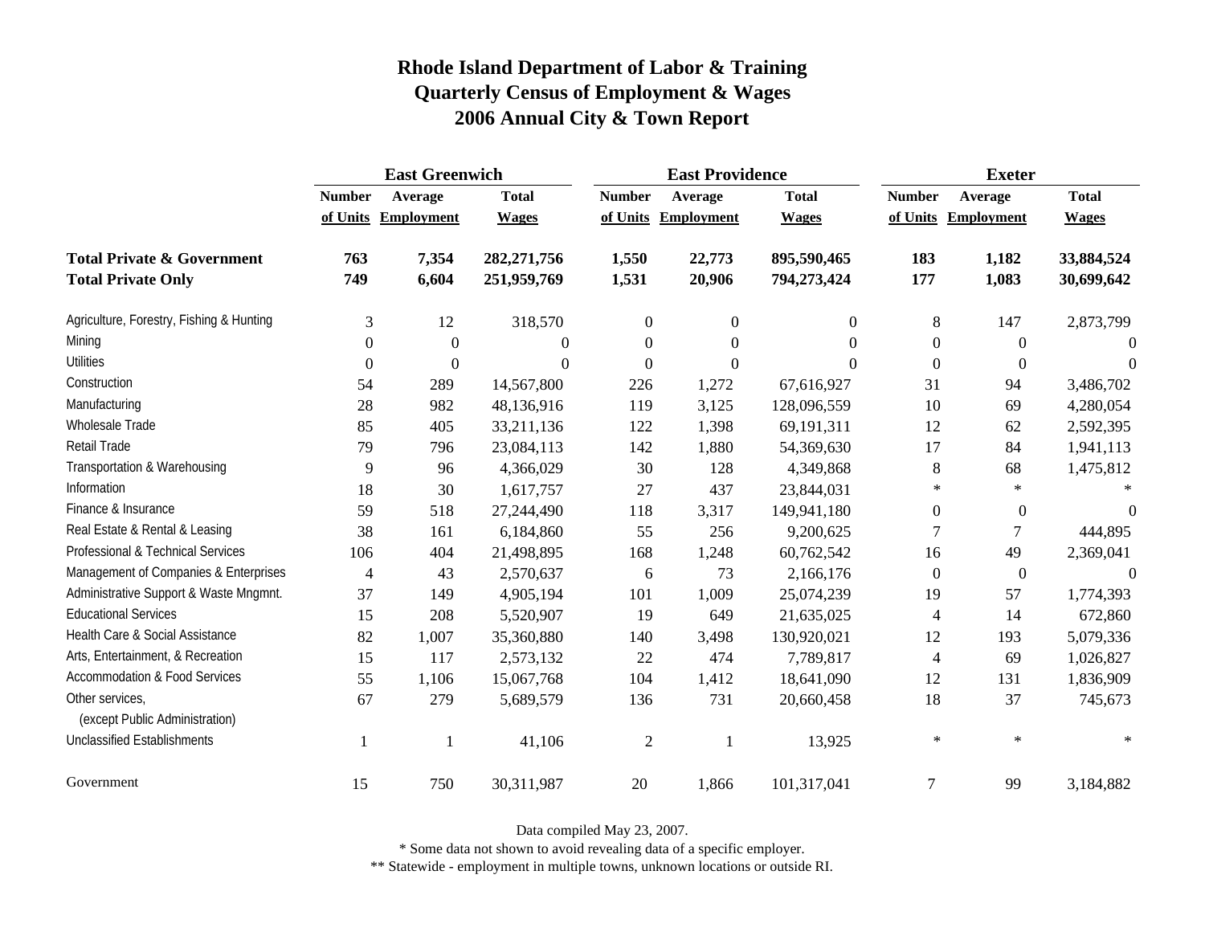# Rhode Island Department of Labor & Training
## Quarterly Census of Employment & Wages
## 2006 Annual City & Town Report

| | East Greenwich | | | East Providence | | | Exeter | | |
|---|---|---|---|---|---|---|---|---|---|
| | Number of Units | Average Employment | Total Wages | Number of Units | Average Employment | Total Wages | Number of Units | Average Employment | Total Wages |
| **Total Private & Government** | **763** | **7,354** | **282,271,756** | **1,550** | **22,773** | **895,590,465** | **183** | **1,182** | **33,884,524** |
| **Total Private Only** | **749** | **6,604** | **251,959,769** | **1,531** | **20,906** | **794,273,424** | **177** | **1,083** | **30,699,642** |
| Agriculture, Forestry, Fishing & Hunting | 3 | 12 | 318,570 | 0 | 0 | 0 | 8 | 147 | 2,873,799 |
| Mining | 0 | 0 | 0 | 0 | 0 | 0 | 0 | 0 | 0 |
| Utilities | 0 | 0 | 0 | 0 | 0 | 0 | 0 | 0 | 0 |
| Construction | 54 | 289 | 14,567,800 | 226 | 1,272 | 67,616,927 | 31 | 94 | 3,486,702 |
| Manufacturing | 28 | 982 | 48,136,916 | 119 | 3,125 | 128,096,559 | 10 | 69 | 4,280,054 |
| Wholesale Trade | 85 | 405 | 33,211,136 | 122 | 1,398 | 69,191,311 | 12 | 62 | 2,592,395 |
| Retail Trade | 79 | 796 | 23,084,113 | 142 | 1,880 | 54,369,630 | 17 | 84 | 1,941,113 |
| Transportation & Warehousing | 9 | 96 | 4,366,029 | 30 | 128 | 4,349,868 | 8 | 68 | 1,475,812 |
| Information | 18 | 30 | 1,617,757 | 27 | 437 | 23,844,031 | * | * | * |
| Finance & Insurance | 59 | 518 | 27,244,490 | 118 | 3,317 | 149,941,180 | 0 | 0 | 0 |
| Real Estate & Rental & Leasing | 38 | 161 | 6,184,860 | 55 | 256 | 9,200,625 | 7 | 7 | 444,895 |
| Professional & Technical Services | 106 | 404 | 21,498,895 | 168 | 1,248 | 60,762,542 | 16 | 49 | 2,369,041 |
| Management of Companies & Enterprises | 4 | 43 | 2,570,637 | 6 | 73 | 2,166,176 | 0 | 0 | 0 |
| Administrative Support & Waste Mngmnt. | 37 | 149 | 4,905,194 | 101 | 1,009 | 25,074,239 | 19 | 57 | 1,774,393 |
| Educational Services | 15 | 208 | 5,520,907 | 19 | 649 | 21,635,025 | 4 | 14 | 672,860 |
| Health Care & Social Assistance | 82 | 1,007 | 35,360,880 | 140 | 3,498 | 130,920,021 | 12 | 193 | 5,079,336 |
| Arts, Entertainment, & Recreation | 15 | 117 | 2,573,132 | 22 | 474 | 7,789,817 | 4 | 69 | 1,026,827 |
| Accommodation & Food Services | 55 | 1,106 | 15,067,768 | 104 | 1,412 | 18,641,090 | 12 | 131 | 1,836,909 |
| Other services, (except Public Administration) | 67 | 279 | 5,689,579 | 136 | 731 | 20,660,458 | 18 | 37 | 745,673 |
| Unclassified Establishments | 1 | 1 | 41,106 | 2 | 1 | 13,925 | * | * | * |
| Government | 15 | 750 | 30,311,987 | 20 | 1,866 | 101,317,041 | 7 | 99 | 3,184,882 |

Data compiled May 23, 2007.

* Some data not shown to avoid revealing data of a specific employer.

** Statewide - employment in multiple towns, unknown locations or outside RI.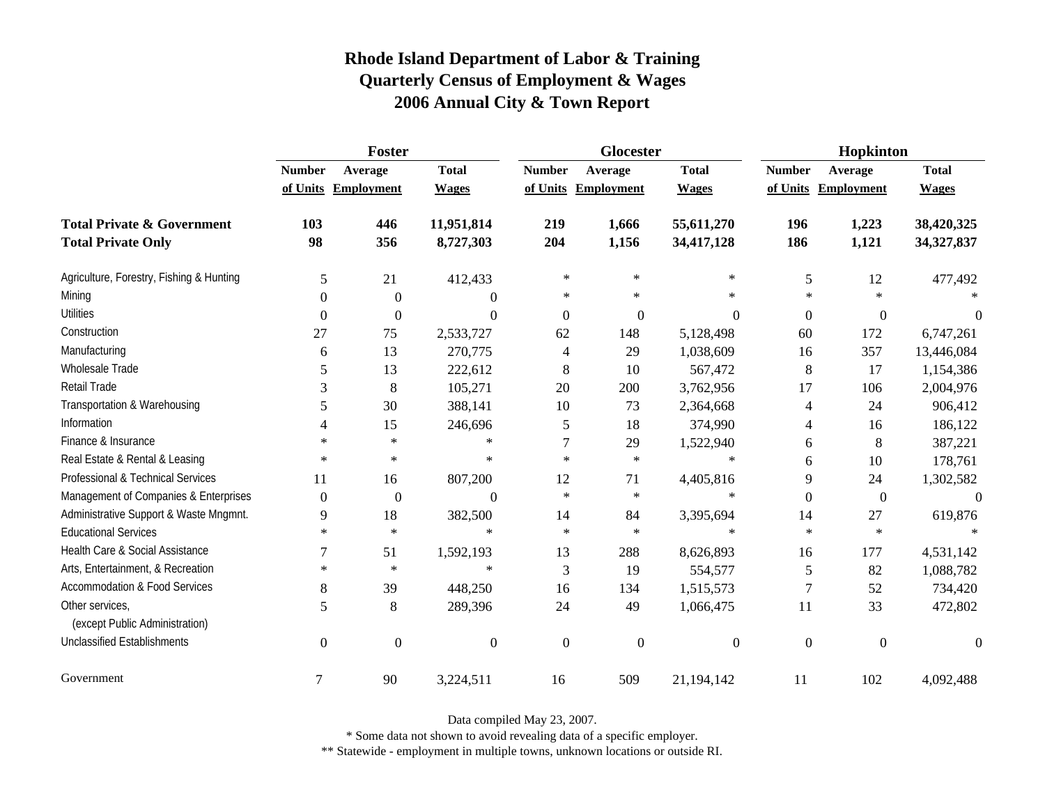# Rhode Island Department of Labor & Training
## Quarterly Census of Employment & Wages
## 2006 Annual City & Town Report

| | Foster | | | Glocester | | | Hopkinton | | |
|---|---|---|---|---|---|---|---|---|---|
| | Number of Units | Average Employment | Total Wages | Number of Units | Average Employment | Total Wages | Number of Units | Average Employment | Total Wages |
| **Total Private & Government** | **103** | **446** | **11,951,814** | **219** | **1,666** | **55,611,270** | **196** | **1,223** | **38,420,325** |
| **Total Private Only** | **98** | **356** | **8,727,303** | **204** | **1,156** | **34,417,128** | **186** | **1,121** | **34,327,837** |
| Agriculture, Forestry, Fishing & Hunting | 5 | 21 | 412,433 | * | * | * | 5 | 12 | 477,492 |
| Mining | 0 | 0 | 0 | * | * | * | * | * | * |
| Utilities | 0 | 0 | 0 | 0 | 0 | 0 | 0 | 0 | 0 |
| Construction | 27 | 75 | 2,533,727 | 62 | 148 | 5,128,498 | 60 | 172 | 6,747,261 |
| Manufacturing | 6 | 13 | 270,775 | 4 | 29 | 1,038,609 | 16 | 357 | 13,446,084 |
| Wholesale Trade | 5 | 13 | 222,612 | 8 | 10 | 567,472 | 8 | 17 | 1,154,386 |
| Retail Trade | 3 | 8 | 105,271 | 20 | 200 | 3,762,956 | 17 | 106 | 2,004,976 |
| Transportation & Warehousing | 5 | 30 | 388,141 | 10 | 73 | 2,364,668 | 4 | 24 | 906,412 |
| Information | 4 | 15 | 246,696 | 5 | 18 | 374,990 | 4 | 16 | 186,122 |
| Finance & Insurance | * | * | * | 7 | 29 | 1,522,940 | 6 | 8 | 387,221 |
| Real Estate & Rental & Leasing | * | * | * | * | * | * | 6 | 10 | 178,761 |
| Professional & Technical Services | 11 | 16 | 807,200 | 12 | 71 | 4,405,816 | 9 | 24 | 1,302,582 |
| Management of Companies & Enterprises | 0 | 0 | 0 | * | * | * | 0 | 0 | 0 |
| Administrative Support & Waste Mngmnt. | 9 | 18 | 382,500 | 14 | 84 | 3,395,694 | 14 | 27 | 619,876 |
| Educational Services | * | * | * | * | * | * | * | * | * |
| Health Care & Social Assistance | 7 | 51 | 1,592,193 | 13 | 288 | 8,626,893 | 16 | 177 | 4,531,142 |
| Arts, Entertainment, & Recreation | * | * | * | 3 | 19 | 554,577 | 5 | 82 | 1,088,782 |
| Accommodation & Food Services | 8 | 39 | 448,250 | 16 | 134 | 1,515,573 | 7 | 52 | 734,420 |
| Other services, (except Public Administration) | 5 | 8 | 289,396 | 24 | 49 | 1,066,475 | 11 | 33 | 472,802 |
| Unclassified Establishments | 0 | 0 | 0 | 0 | 0 | 0 | 0 | 0 | 0 |
| Government | 7 | 90 | 3,224,511 | 16 | 509 | 21,194,142 | 11 | 102 | 4,092,488 |

Data compiled May 23, 2007.

* Some data not shown to avoid revealing data of a specific employer.

** Statewide - employment in multiple towns, unknown locations or outside RI.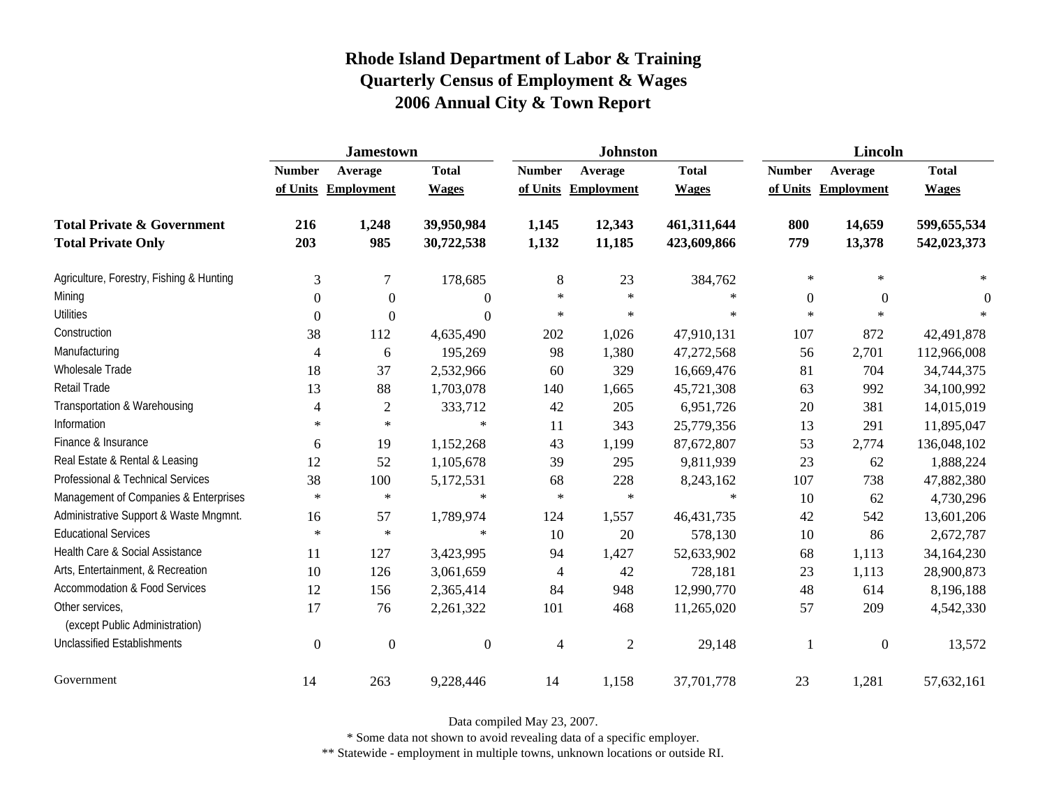# Rhode Island Department of Labor & Training
## Quarterly Census of Employment & Wages
## 2006 Annual City & Town Report

| | Jamestown | | | Johnston | | | Lincoln | | |
|---|---|---|---|---|---|---|---|---|---|
| | Number of Units | Average Employment | Total Wages | Number of Units | Average Employment | Total Wages | Number of Units | Average Employment | Total Wages |
| **Total Private & Government** | **216** | **1,248** | **39,950,984** | **1,145** | **12,343** | **461,311,644** | **800** | **14,659** | **599,655,534** |
| **Total Private Only** | **203** | **985** | **30,722,538** | **1,132** | **11,185** | **423,609,866** | **779** | **13,378** | **542,023,373** |
| Agriculture, Forestry, Fishing & Hunting | 3 | 7 | 178,685 | 8 | 23 | 384,762 | * | * | * |
| Mining | 0 | 0 | 0 | * | * | * | 0 | 0 | 0 |
| Utilities | 0 | 0 | 0 | * | * | * | * | * | * |
| Construction | 38 | 112 | 4,635,490 | 202 | 1,026 | 47,910,131 | 107 | 872 | 42,491,878 |
| Manufacturing | 4 | 6 | 195,269 | 98 | 1,380 | 47,272,568 | 56 | 2,701 | 112,966,008 |
| Wholesale Trade | 18 | 37 | 2,532,966 | 60 | 329 | 16,669,476 | 81 | 704 | 34,744,375 |
| Retail Trade | 13 | 88 | 1,703,078 | 140 | 1,665 | 45,721,308 | 63 | 992 | 34,100,992 |
| Transportation & Warehousing | 4 | 2 | 333,712 | 42 | 205 | 6,951,726 | 20 | 381 | 14,015,019 |
| Information | * | * | * | 11 | 343 | 25,779,356 | 13 | 291 | 11,895,047 |
| Finance & Insurance | 6 | 19 | 1,152,268 | 43 | 1,199 | 87,672,807 | 53 | 2,774 | 136,048,102 |
| Real Estate & Rental & Leasing | 12 | 52 | 1,105,678 | 39 | 295 | 9,811,939 | 23 | 62 | 1,888,224 |
| Professional & Technical Services | 38 | 100 | 5,172,531 | 68 | 228 | 8,243,162 | 107 | 738 | 47,882,380 |
| Management of Companies & Enterprises | * | * | * | * | * | * | 10 | 62 | 4,730,296 |
| Administrative Support & Waste Mngmnt. | 16 | 57 | 1,789,974 | 124 | 1,557 | 46,431,735 | 42 | 542 | 13,601,206 |
| Educational Services | * | * | * | 10 | 20 | 578,130 | 10 | 86 | 2,672,787 |
| Health Care & Social Assistance | 11 | 127 | 3,423,995 | 94 | 1,427 | 52,633,902 | 68 | 1,113 | 34,164,230 |
| Arts, Entertainment, & Recreation | 10 | 126 | 3,061,659 | 4 | 42 | 728,181 | 23 | 1,113 | 28,900,873 |
| Accommodation & Food Services | 12 | 156 | 2,365,414 | 84 | 948 | 12,990,770 | 48 | 614 | 8,196,188 |
| Other services, (except Public Administration) | 17 | 76 | 2,261,322 | 101 | 468 | 11,265,020 | 57 | 209 | 4,542,330 |
| Unclassified Establishments | 0 | 0 | 0 | 4 | 2 | 29,148 | 1 | 0 | 13,572 |
| Government | 14 | 263 | 9,228,446 | 14 | 1,158 | 37,701,778 | 23 | 1,281 | 57,632,161 |

Data compiled May 23, 2007.

* Some data not shown to avoid revealing data of a specific employer.

** Statewide - employment in multiple towns, unknown locations or outside RI.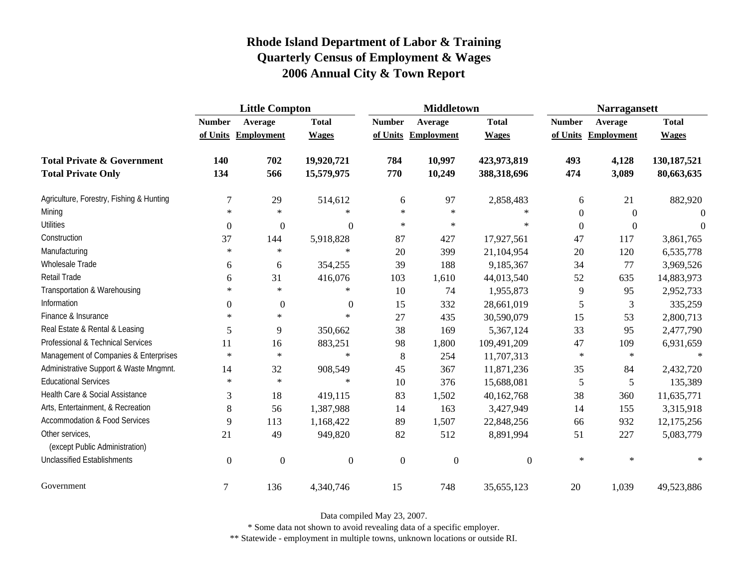# Rhode Island Department of Labor & Training
## Quarterly Census of Employment & Wages
## 2006 Annual City & Town Report

| | Little Compton | | | Middletown | | | Narragansett | | |
|---|---|---|---|---|---|---|---|---|---|
| | Number of Units | Average Employment | Total Wages | Number of Units | Average Employment | Total Wages | Number of Units | Average Employment | Total Wages |
| **Total Private & Government** | **140** | **702** | **19,920,721** | **784** | **10,997** | **423,973,819** | **493** | **4,128** | **130,187,521** |
| **Total Private Only** | **134** | **566** | **15,579,975** | **770** | **10,249** | **388,318,696** | **474** | **3,089** | **80,663,635** |
| Agriculture, Forestry, Fishing & Hunting | 7 | 29 | 514,612 | 6 | 97 | 2,858,483 | 6 | 21 | 882,920 |
| Mining | * | * | * | * | * | * | 0 | 0 | 0 |
| Utilities | 0 | 0 | 0 | * | * | * | 0 | 0 | 0 |
| Construction | 37 | 144 | 5,918,828 | 87 | 427 | 17,927,561 | 47 | 117 | 3,861,765 |
| Manufacturing | * | * | * | 20 | 399 | 21,104,954 | 20 | 120 | 6,535,778 |
| Wholesale Trade | 6 | 6 | 354,255 | 39 | 188 | 9,185,367 | 34 | 77 | 3,969,526 |
| Retail Trade | 6 | 31 | 416,076 | 103 | 1,610 | 44,013,540 | 52 | 635 | 14,883,973 |
| Transportation & Warehousing | * | * | * | 10 | 74 | 1,955,873 | 9 | 95 | 2,952,733 |
| Information | 0 | 0 | 0 | 15 | 332 | 28,661,019 | 5 | 3 | 335,259 |
| Finance & Insurance | * | * | * | 27 | 435 | 30,590,079 | 15 | 53 | 2,800,713 |
| Real Estate & Rental & Leasing | 5 | 9 | 350,662 | 38 | 169 | 5,367,124 | 33 | 95 | 2,477,790 |
| Professional & Technical Services | 11 | 16 | 883,251 | 98 | 1,800 | 109,491,209 | 47 | 109 | 6,931,659 |
| Management of Companies & Enterprises | * | * | * | 8 | 254 | 11,707,313 | * | * | * |
| Administrative Support & Waste Mngmnt. | 14 | 32 | 908,549 | 45 | 367 | 11,871,236 | 35 | 84 | 2,432,720 |
| Educational Services | * | * | * | 10 | 376 | 15,688,081 | 5 | 5 | 135,389 |
| Health Care & Social Assistance | 3 | 18 | 419,115 | 83 | 1,502 | 40,162,768 | 38 | 360 | 11,635,771 |
| Arts, Entertainment, & Recreation | 8 | 56 | 1,387,988 | 14 | 163 | 3,427,949 | 14 | 155 | 3,315,918 |
| Accommodation & Food Services | 9 | 113 | 1,168,422 | 89 | 1,507 | 22,848,256 | 66 | 932 | 12,175,256 |
| Other services, (except Public Administration) | 21 | 49 | 949,820 | 82 | 512 | 8,891,994 | 51 | 227 | 5,083,779 |
| Unclassified Establishments | 0 | 0 | 0 | 0 | 0 | 0 | * | * | * |
| Government | 7 | 136 | 4,340,746 | 15 | 748 | 35,655,123 | 20 | 1,039 | 49,523,886 |

Data compiled May 23, 2007.

* Some data not shown to avoid revealing data of a specific employer.

** Statewide - employment in multiple towns, unknown locations or outside RI.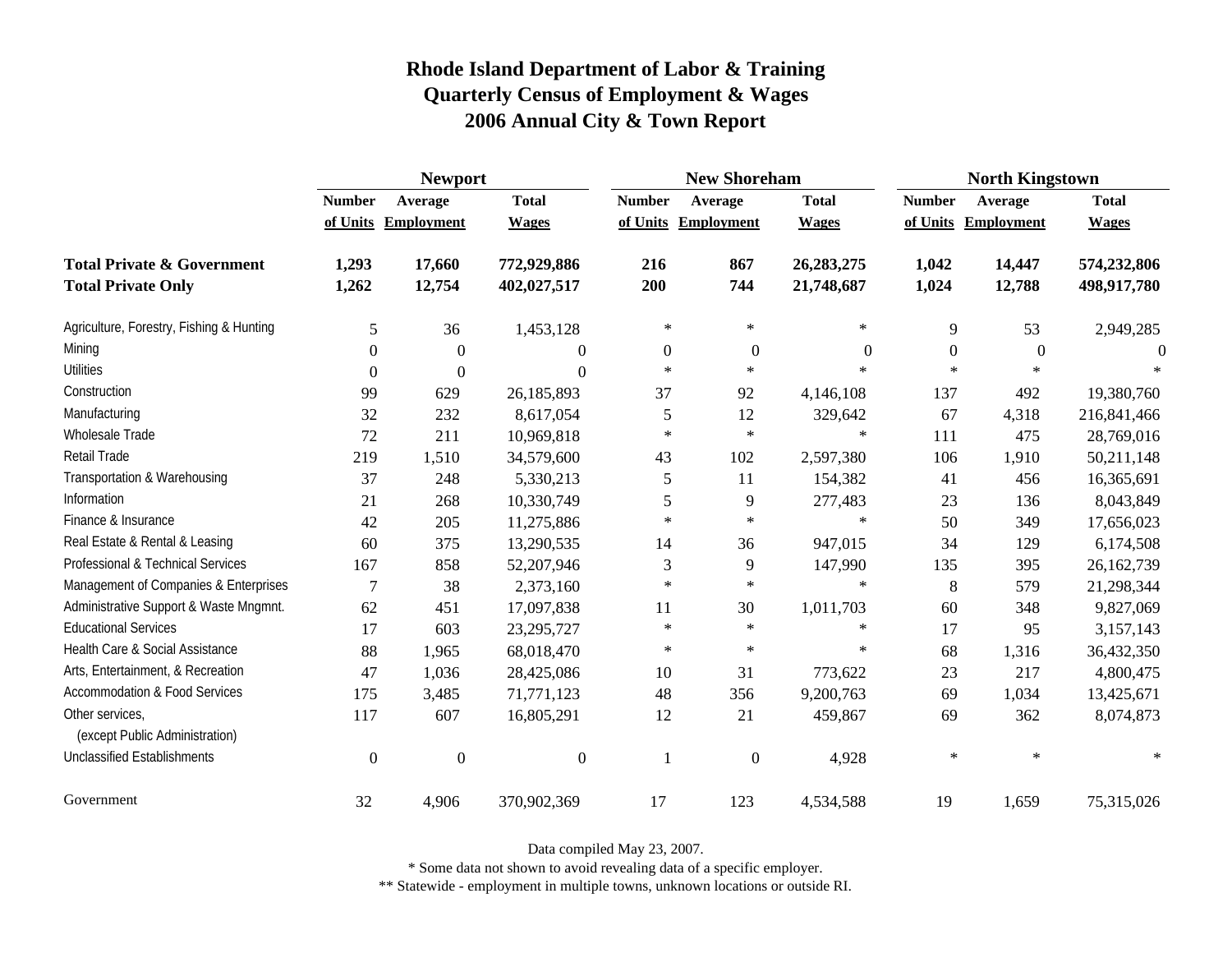# Rhode Island Department of Labor & Training
## Quarterly Census of Employment & Wages
## 2006 Annual City & Town Report

| | Newport | | | New Shoreham | | | North Kingstown | | |
|---|---|---|---|---|---|---|---|---|---|
| | Number of Units | Average Employment | Total Wages | Number of Units | Average Employment | Total Wages | Number of Units | Average Employment | Total Wages |
| **Total Private & Government** | **1,293** | **17,660** | **772,929,886** | **216** | **867** | **26,283,275** | **1,042** | **14,447** | **574,232,806** |
| **Total Private Only** | **1,262** | **12,754** | **402,027,517** | **200** | **744** | **21,748,687** | **1,024** | **12,788** | **498,917,780** |
| Agriculture, Forestry, Fishing & Hunting | 5 | 36 | 1,453,128 | * | * | * | 9 | 53 | 2,949,285 |
| Mining | 0 | 0 | 0 | 0 | 0 | 0 | 0 | 0 | 0 |
| Utilities | 0 | 0 | 0 | * | * | * | * | * | * |
| Construction | 99 | 629 | 26,185,893 | 37 | 92 | 4,146,108 | 137 | 492 | 19,380,760 |
| Manufacturing | 32 | 232 | 8,617,054 | 5 | 12 | 329,642 | 67 | 4,318 | 216,841,466 |
| Wholesale Trade | 72 | 211 | 10,969,818 | * | * | * | 111 | 475 | 28,769,016 |
| Retail Trade | 219 | 1,510 | 34,579,600 | 43 | 102 | 2,597,380 | 106 | 1,910 | 50,211,148 |
| Transportation & Warehousing | 37 | 248 | 5,330,213 | 5 | 11 | 154,382 | 41 | 456 | 16,365,691 |
| Information | 21 | 268 | 10,330,749 | 5 | 9 | 277,483 | 23 | 136 | 8,043,849 |
| Finance & Insurance | 42 | 205 | 11,275,886 | * | * | * | 50 | 349 | 17,656,023 |
| Real Estate & Rental & Leasing | 60 | 375 | 13,290,535 | 14 | 36 | 947,015 | 34 | 129 | 6,174,508 |
| Professional & Technical Services | 167 | 858 | 52,207,946 | 3 | 9 | 147,990 | 135 | 395 | 26,162,739 |
| Management of Companies & Enterprises | 7 | 38 | 2,373,160 | * | * | * | 8 | 579 | 21,298,344 |
| Administrative Support & Waste Mngmnt. | 62 | 451 | 17,097,838 | 11 | 30 | 1,011,703 | 60 | 348 | 9,827,069 |
| Educational Services | 17 | 603 | 23,295,727 | * | * | * | 17 | 95 | 3,157,143 |
| Health Care & Social Assistance | 88 | 1,965 | 68,018,470 | * | * | * | 68 | 1,316 | 36,432,350 |
| Arts, Entertainment, & Recreation | 47 | 1,036 | 28,425,086 | 10 | 31 | 773,622 | 23 | 217 | 4,800,475 |
| Accommodation & Food Services | 175 | 3,485 | 71,771,123 | 48 | 356 | 9,200,763 | 69 | 1,034 | 13,425,671 |
| Other services, (except Public Administration) | 117 | 607 | 16,805,291 | 12 | 21 | 459,867 | 69 | 362 | 8,074,873 |
| Unclassified Establishments | 0 | 0 | 0 | 1 | 0 | 4,928 | * | * | * |
| Government | 32 | 4,906 | 370,902,369 | 17 | 123 | 4,534,588 | 19 | 1,659 | 75,315,026 |

Data compiled May 23, 2007.

\* Some data not shown to avoid revealing data of a specific employer.

\*\* Statewide - employment in multiple towns, unknown locations or outside RI.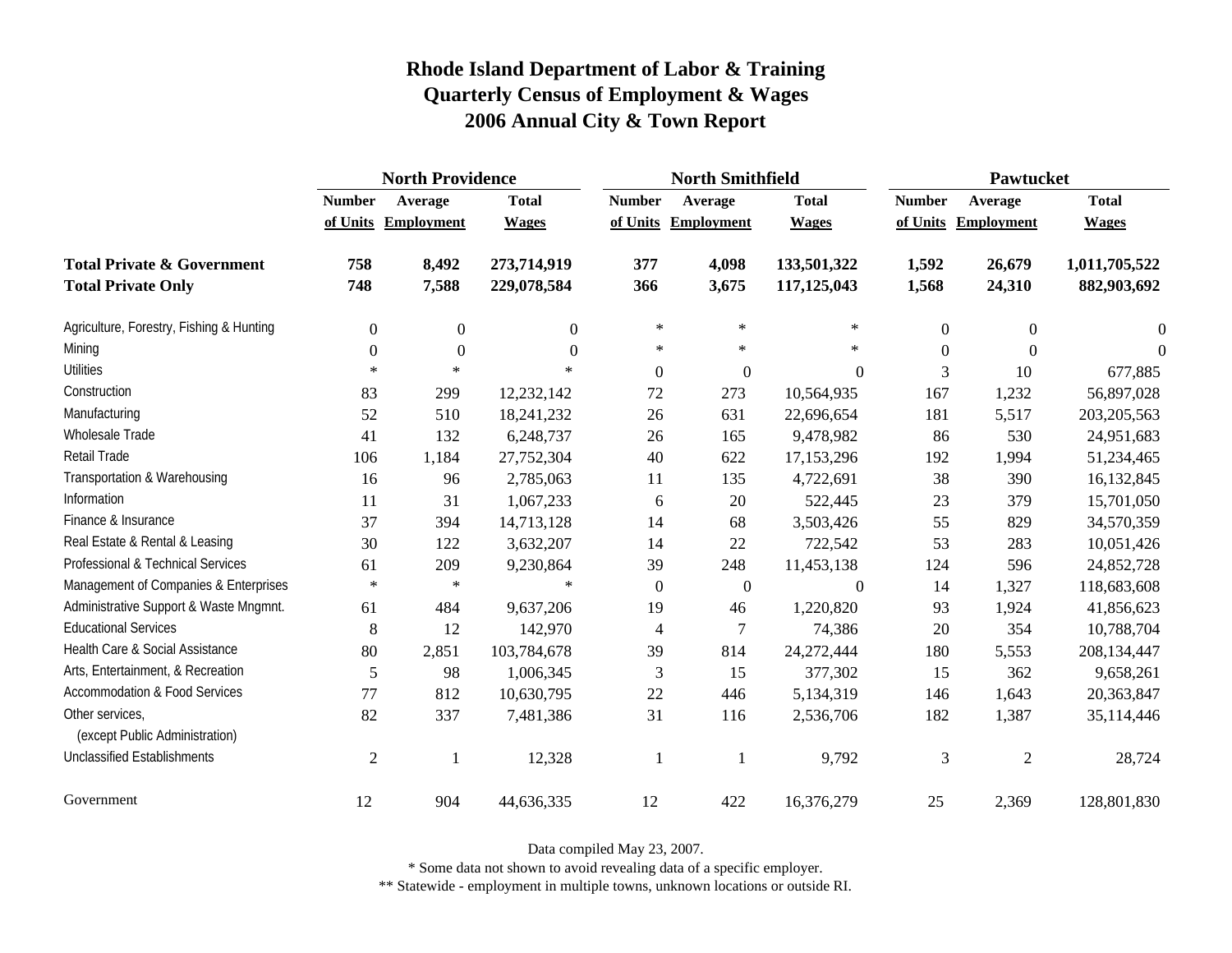# Rhode Island Department of Labor & Training
## Quarterly Census of Employment & Wages
## 2006 Annual City & Town Report

| | North Providence | | | North Smithfield | | | Pawtucket | | |
|---|---|---|---|---|---|---|---|---|---|
| | Number of Units | Average Employment | Total Wages | Number of Units | Average Employment | Total Wages | Number of Units | Average Employment | Total Wages |
| **Total Private & Government** | **758** | **8,492** | **273,714,919** | **377** | **4,098** | **133,501,322** | **1,592** | **26,679** | **1,011,705,522** |
| **Total Private Only** | **748** | **7,588** | **229,078,584** | **366** | **3,675** | **117,125,043** | **1,568** | **24,310** | **882,903,692** |
| Agriculture, Forestry, Fishing & Hunting | 0 | 0 | 0 | * | * | * | 0 | 0 | 0 |
| Mining | 0 | 0 | 0 | * | * | * | 0 | 0 | 0 |
| Utilities | * | * | * | 0 | 0 | 0 | 3 | 10 | 677,885 |
| Construction | 83 | 299 | 12,232,142 | 72 | 273 | 10,564,935 | 167 | 1,232 | 56,897,028 |
| Manufacturing | 52 | 510 | 18,241,232 | 26 | 631 | 22,696,654 | 181 | 5,517 | 203,205,563 |
| Wholesale Trade | 41 | 132 | 6,248,737 | 26 | 165 | 9,478,982 | 86 | 530 | 24,951,683 |
| Retail Trade | 106 | 1,184 | 27,752,304 | 40 | 622 | 17,153,296 | 192 | 1,994 | 51,234,465 |
| Transportation & Warehousing | 16 | 96 | 2,785,063 | 11 | 135 | 4,722,691 | 38 | 390 | 16,132,845 |
| Information | 11 | 31 | 1,067,233 | 6 | 20 | 522,445 | 23 | 379 | 15,701,050 |
| Finance & Insurance | 37 | 394 | 14,713,128 | 14 | 68 | 3,503,426 | 55 | 829 | 34,570,359 |
| Real Estate & Rental & Leasing | 30 | 122 | 3,632,207 | 14 | 22 | 722,542 | 53 | 283 | 10,051,426 |
| Professional & Technical Services | 61 | 209 | 9,230,864 | 39 | 248 | 11,453,138 | 124 | 596 | 24,852,728 |
| Management of Companies & Enterprises | * | * | * | 0 | 0 | 0 | 14 | 1,327 | 118,683,608 |
| Administrative Support & Waste Mngmnt. | 61 | 484 | 9,637,206 | 19 | 46 | 1,220,820 | 93 | 1,924 | 41,856,623 |
| Educational Services | 8 | 12 | 142,970 | 4 | 7 | 74,386 | 20 | 354 | 10,788,704 |
| Health Care & Social Assistance | 80 | 2,851 | 103,784,678 | 39 | 814 | 24,272,444 | 180 | 5,553 | 208,134,447 |
| Arts, Entertainment, & Recreation | 5 | 98 | 1,006,345 | 3 | 15 | 377,302 | 15 | 362 | 9,658,261 |
| Accommodation & Food Services | 77 | 812 | 10,630,795 | 22 | 446 | 5,134,319 | 146 | 1,643 | 20,363,847 |
| Other services, (except Public Administration) | 82 | 337 | 7,481,386 | 31 | 116 | 2,536,706 | 182 | 1,387 | 35,114,446 |
| Unclassified Establishments | 2 | 1 | 12,328 | 1 | 1 | 9,792 | 3 | 2 | 28,724 |
| Government | 12 | 904 | 44,636,335 | 12 | 422 | 16,376,279 | 25 | 2,369 | 128,801,830 |

Data compiled May 23, 2007.

* Some data not shown to avoid revealing data of a specific employer.

** Statewide - employment in multiple towns, unknown locations or outside RI.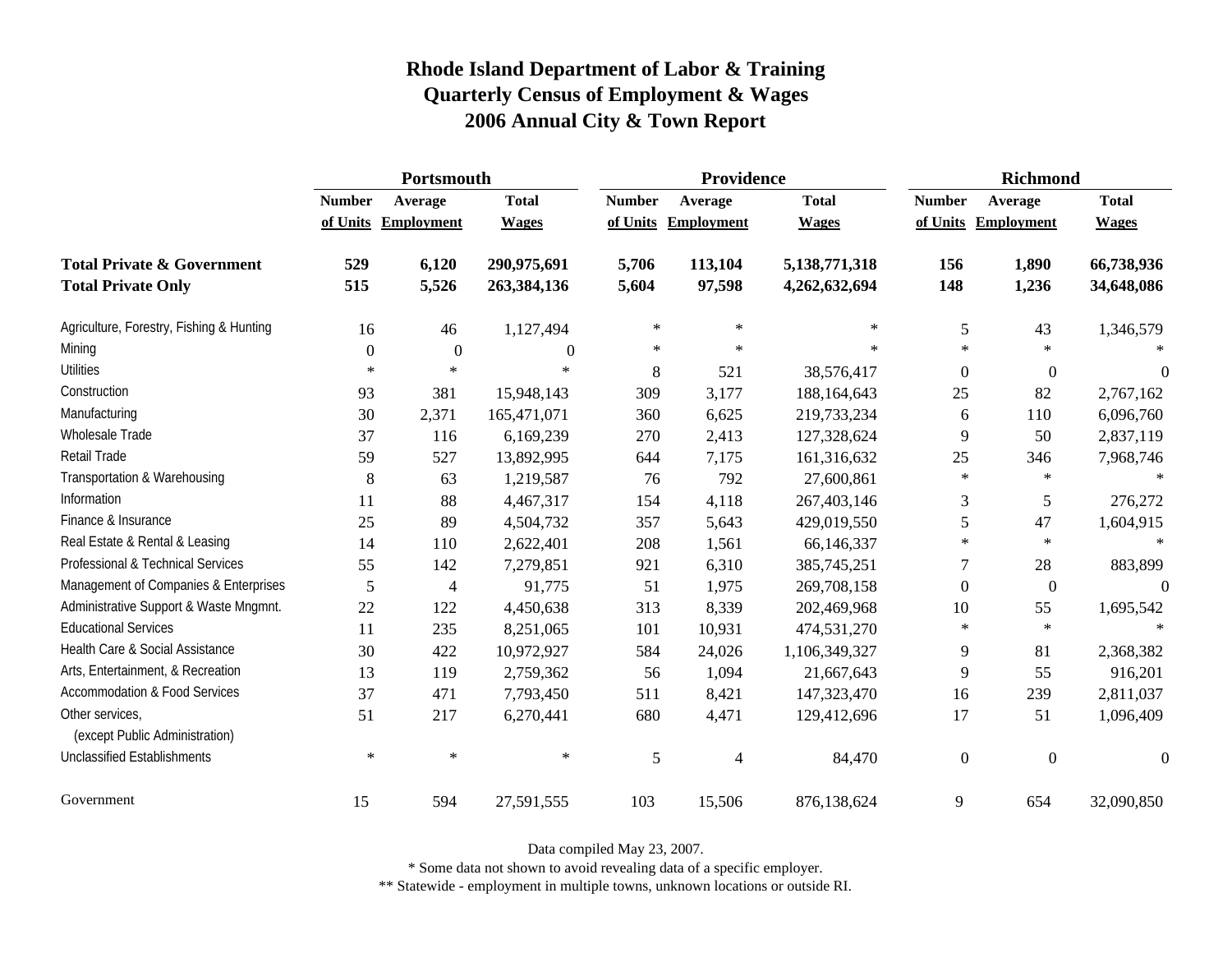# Rhode Island Department of Labor & Training
## Quarterly Census of Employment & Wages
## 2006 Annual City & Town Report

| | Portsmouth | | | Providence | | | Richmond | | |
|---|---|---|---|---|---|---|---|---|---|
| | Number of Units | Average Employment | Total Wages | Number of Units | Average Employment | Total Wages | Number of Units | Average Employment | Total Wages |
| **Total Private & Government** | **529** | **6,120** | **290,975,691** | **5,706** | **113,104** | **5,138,771,318** | **156** | **1,890** | **66,738,936** |
| **Total Private Only** | **515** | **5,526** | **263,384,136** | **5,604** | **97,598** | **4,262,632,694** | **148** | **1,236** | **34,648,086** |
| Agriculture, Forestry, Fishing & Hunting | 16 | 46 | 1,127,494 | * | * | * | 5 | 43 | 1,346,579 |
| Mining | 0 | 0 | 0 | * | * | * | * | * | * |
| Utilities | * | * | * | 8 | 521 | 38,576,417 | 0 | 0 | 0 |
| Construction | 93 | 381 | 15,948,143 | 309 | 3,177 | 188,164,643 | 25 | 82 | 2,767,162 |
| Manufacturing | 30 | 2,371 | 165,471,071 | 360 | 6,625 | 219,733,234 | 6 | 110 | 6,096,760 |
| Wholesale Trade | 37 | 116 | 6,169,239 | 270 | 2,413 | 127,328,624 | 9 | 50 | 2,837,119 |
| Retail Trade | 59 | 527 | 13,892,995 | 644 | 7,175 | 161,316,632 | 25 | 346 | 7,968,746 |
| Transportation & Warehousing | 8 | 63 | 1,219,587 | 76 | 792 | 27,600,861 | * | * | * |
| Information | 11 | 88 | 4,467,317 | 154 | 4,118 | 267,403,146 | 3 | 5 | 276,272 |
| Finance & Insurance | 25 | 89 | 4,504,732 | 357 | 5,643 | 429,019,550 | 5 | 47 | 1,604,915 |
| Real Estate & Rental & Leasing | 14 | 110 | 2,622,401 | 208 | 1,561 | 66,146,337 | * | * | * |
| Professional & Technical Services | 55 | 142 | 7,279,851 | 921 | 6,310 | 385,745,251 | 7 | 28 | 883,899 |
| Management of Companies & Enterprises | 5 | 4 | 91,775 | 51 | 1,975 | 269,708,158 | 0 | 0 | 0 |
| Administrative Support & Waste Mngmnt. | 22 | 122 | 4,450,638 | 313 | 8,339 | 202,469,968 | 10 | 55 | 1,695,542 |
| Educational Services | 11 | 235 | 8,251,065 | 101 | 10,931 | 474,531,270 | * | * | * |
| Health Care & Social Assistance | 30 | 422 | 10,972,927 | 584 | 24,026 | 1,106,349,327 | 9 | 81 | 2,368,382 |
| Arts, Entertainment, & Recreation | 13 | 119 | 2,759,362 | 56 | 1,094 | 21,667,643 | 9 | 55 | 916,201 |
| Accommodation & Food Services | 37 | 471 | 7,793,450 | 511 | 8,421 | 147,323,470 | 16 | 239 | 2,811,037 |
| Other services, (except Public Administration) | 51 | 217 | 6,270,441 | 680 | 4,471 | 129,412,696 | 17 | 51 | 1,096,409 |
| Unclassified Establishments | * | * | * | 5 | 4 | 84,470 | 0 | 0 | 0 |
| Government | 15 | 594 | 27,591,555 | 103 | 15,506 | 876,138,624 | 9 | 654 | 32,090,850 |

Data compiled May 23, 2007.

* Some data not shown to avoid revealing data of a specific employer.

** Statewide - employment in multiple towns, unknown locations or outside RI.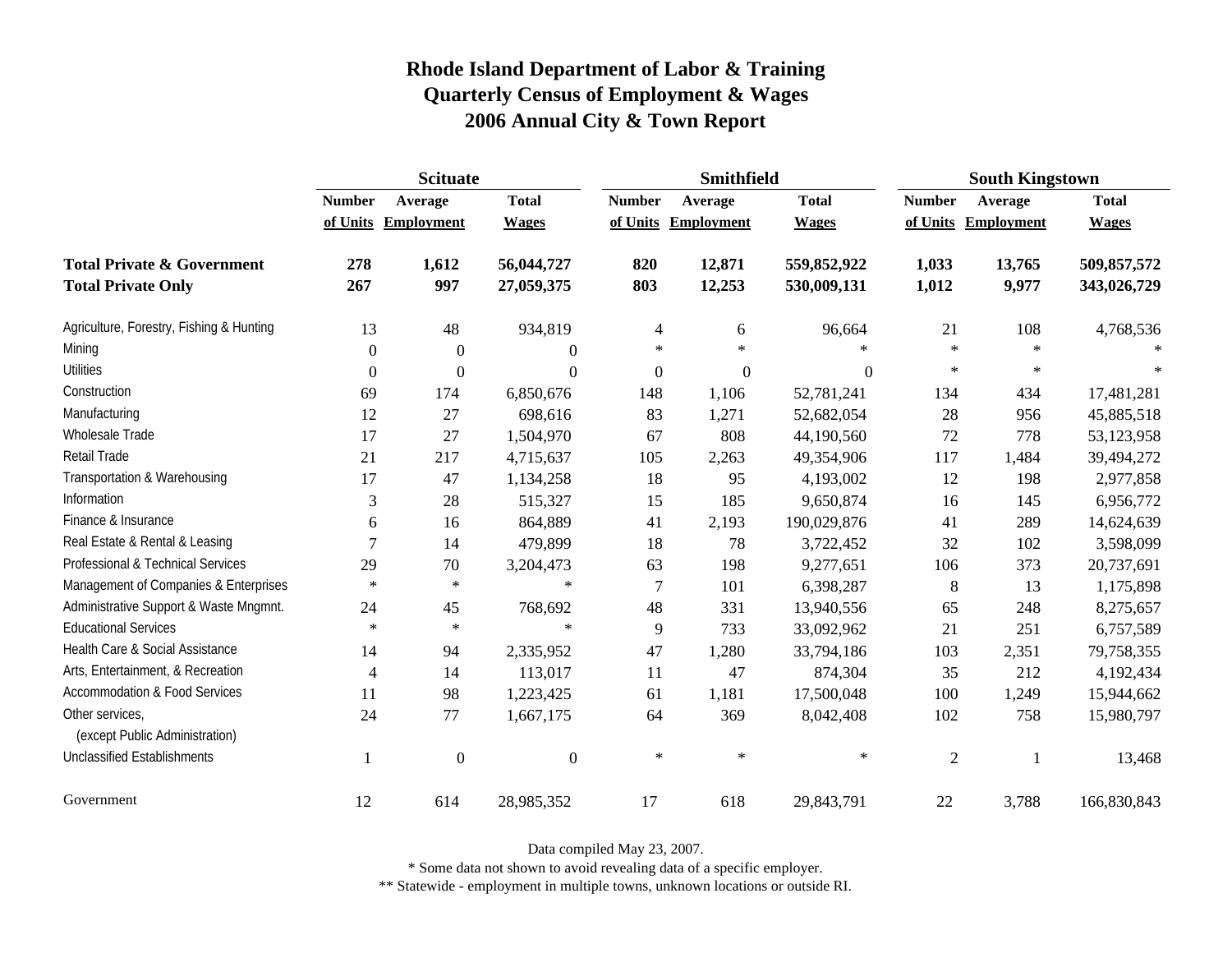# Rhode Island Department of Labor & Training
## Quarterly Census of Employment & Wages
## 2006 Annual City & Town Report

| | Scituate | | | Smithfield | | | South Kingstown | | |
|---|---|---|---|---|---|---|---|---|---|
| | Number of Units | Average Employment | Total Wages | Number of Units | Average Employment | Total Wages | Number of Units | Average Employment | Total Wages |
| **Total Private & Government** | **278** | **1,612** | **56,044,727** | **820** | **12,871** | **559,852,922** | **1,033** | **13,765** | **509,857,572** |
| **Total Private Only** | **267** | **997** | **27,059,375** | **803** | **12,253** | **530,009,131** | **1,012** | **9,977** | **343,026,729** |
| Agriculture, Forestry, Fishing & Hunting | 13 | 48 | 934,819 | 4 | 6 | 96,664 | 21 | 108 | 4,768,536 |
| Mining | 0 | 0 | 0 | * | * | * | * | * | * |
| Utilities | 0 | 0 | 0 | 0 | 0 | 0 | * | * | * |
| Construction | 69 | 174 | 6,850,676 | 148 | 1,106 | 52,781,241 | 134 | 434 | 17,481,281 |
| Manufacturing | 12 | 27 | 698,616 | 83 | 1,271 | 52,682,054 | 28 | 956 | 45,885,518 |
| Wholesale Trade | 17 | 27 | 1,504,970 | 67 | 808 | 44,190,560 | 72 | 778 | 53,123,958 |
| Retail Trade | 21 | 217 | 4,715,637 | 105 | 2,263 | 49,354,906 | 117 | 1,484 | 39,494,272 |
| Transportation & Warehousing | 17 | 47 | 1,134,258 | 18 | 95 | 4,193,002 | 12 | 198 | 2,977,858 |
| Information | 3 | 28 | 515,327 | 15 | 185 | 9,650,874 | 16 | 145 | 6,956,772 |
| Finance & Insurance | 6 | 16 | 864,889 | 41 | 2,193 | 190,029,876 | 41 | 289 | 14,624,639 |
| Real Estate & Rental & Leasing | 7 | 14 | 479,899 | 18 | 78 | 3,722,452 | 32 | 102 | 3,598,099 |
| Professional & Technical Services | 29 | 70 | 3,204,473 | 63 | 198 | 9,277,651 | 106 | 373 | 20,737,691 |
| Management of Companies & Enterprises | * | * | * | 7 | 101 | 6,398,287 | 8 | 13 | 1,175,898 |
| Administrative Support & Waste Mngmnt. | 24 | 45 | 768,692 | 48 | 331 | 13,940,556 | 65 | 248 | 8,275,657 |
| Educational Services | * | * | * | 9 | 733 | 33,092,962 | 21 | 251 | 6,757,589 |
| Health Care & Social Assistance | 14 | 94 | 2,335,952 | 47 | 1,280 | 33,794,186 | 103 | 2,351 | 79,758,355 |
| Arts, Entertainment, & Recreation | 4 | 14 | 113,017 | 11 | 47 | 874,304 | 35 | 212 | 4,192,434 |
| Accommodation & Food Services | 11 | 98 | 1,223,425 | 61 | 1,181 | 17,500,048 | 100 | 1,249 | 15,944,662 |
| Other services, (except Public Administration) | 24 | 77 | 1,667,175 | 64 | 369 | 8,042,408 | 102 | 758 | 15,980,797 |
| Unclassified Establishments | 1 | 0 | 0 | * | * | * | 2 | 1 | 13,468 |
| Government | 12 | 614 | 28,985,352 | 17 | 618 | 29,843,791 | 22 | 3,788 | 166,830,843 |

Data compiled May 23, 2007.

* Some data not shown to avoid revealing data of a specific employer.

** Statewide - employment in multiple towns, unknown locations or outside RI.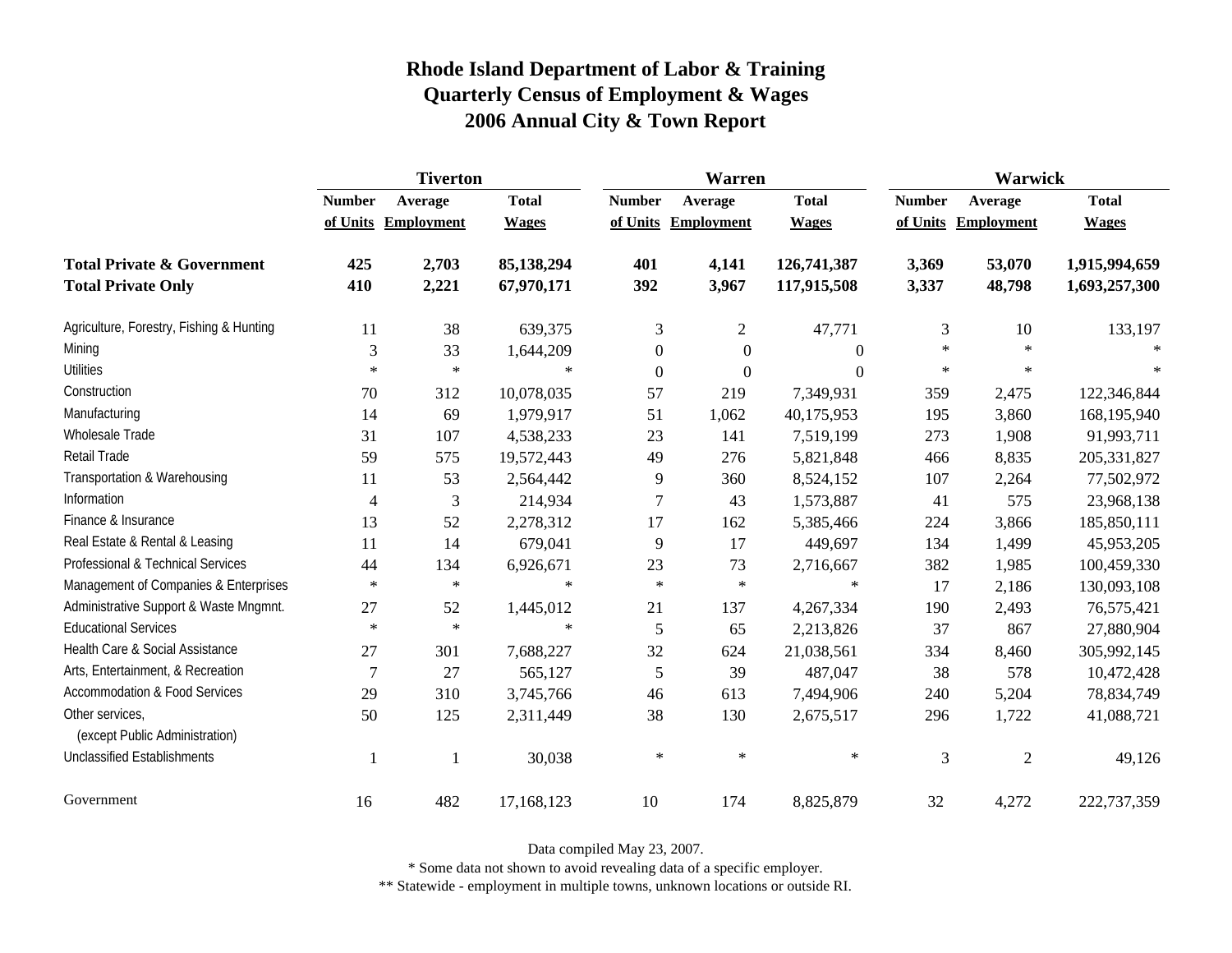# Rhode Island Department of Labor & Training
## Quarterly Census of Employment & Wages
## 2006 Annual City & Town Report

| | Tiverton | | | Warren | | | Warwick | | |
|---|---|---|---|---|---|---|---|---|---|
| | Number of Units | Average Employment | Total Wages | Number of Units | Average Employment | Total Wages | Number of Units | Average Employment | Total Wages |
| **Total Private & Government** | **425** | **2,703** | **85,138,294** | **401** | **4,141** | **126,741,387** | **3,369** | **53,070** | **1,915,994,659** |
| **Total Private Only** | **410** | **2,221** | **67,970,171** | **392** | **3,967** | **117,915,508** | **3,337** | **48,798** | **1,693,257,300** |
| Agriculture, Forestry, Fishing & Hunting | 11 | 38 | 639,375 | 3 | 2 | 47,771 | 3 | 10 | 133,197 |
| Mining | 3 | 33 | 1,644,209 | 0 | 0 | 0 | * | * | * |
| Utilities | * | * | * | 0 | 0 | 0 | * | * | * |
| Construction | 70 | 312 | 10,078,035 | 57 | 219 | 7,349,931 | 359 | 2,475 | 122,346,844 |
| Manufacturing | 14 | 69 | 1,979,917 | 51 | 1,062 | 40,175,953 | 195 | 3,860 | 168,195,940 |
| Wholesale Trade | 31 | 107 | 4,538,233 | 23 | 141 | 7,519,199 | 273 | 1,908 | 91,993,711 |
| Retail Trade | 59 | 575 | 19,572,443 | 49 | 276 | 5,821,848 | 466 | 8,835 | 205,331,827 |
| Transportation & Warehousing | 11 | 53 | 2,564,442 | 9 | 360 | 8,524,152 | 107 | 2,264 | 77,502,972 |
| Information | 4 | 3 | 214,934 | 7 | 43 | 1,573,887 | 41 | 575 | 23,968,138 |
| Finance & Insurance | 13 | 52 | 2,278,312 | 17 | 162 | 5,385,466 | 224 | 3,866 | 185,850,111 |
| Real Estate & Rental & Leasing | 11 | 14 | 679,041 | 9 | 17 | 449,697 | 134 | 1,499 | 45,953,205 |
| Professional & Technical Services | 44 | 134 | 6,926,671 | 23 | 73 | 2,716,667 | 382 | 1,985 | 100,459,330 |
| Management of Companies & Enterprises | * | * | * | * | * | * | 17 | 2,186 | 130,093,108 |
| Administrative Support & Waste Mngmnt. | 27 | 52 | 1,445,012 | 21 | 137 | 4,267,334 | 190 | 2,493 | 76,575,421 |
| Educational Services | * | * | * | 5 | 65 | 2,213,826 | 37 | 867 | 27,880,904 |
| Health Care & Social Assistance | 27 | 301 | 7,688,227 | 32 | 624 | 21,038,561 | 334 | 8,460 | 305,992,145 |
| Arts, Entertainment, & Recreation | 7 | 27 | 565,127 | 5 | 39 | 487,047 | 38 | 578 | 10,472,428 |
| Accommodation & Food Services | 29 | 310 | 3,745,766 | 46 | 613 | 7,494,906 | 240 | 5,204 | 78,834,749 |
| Other services, (except Public Administration) | 50 | 125 | 2,311,449 | 38 | 130 | 2,675,517 | 296 | 1,722 | 41,088,721 |
| Unclassified Establishments | 1 | 1 | 30,038 | * | * | * | 3 | 2 | 49,126 |
| Government | 16 | 482 | 17,168,123 | 10 | 174 | 8,825,879 | 32 | 4,272 | 222,737,359 |

Data compiled May 23, 2007.

* Some data not shown to avoid revealing data of a specific employer.

** Statewide - employment in multiple towns, unknown locations or outside RI.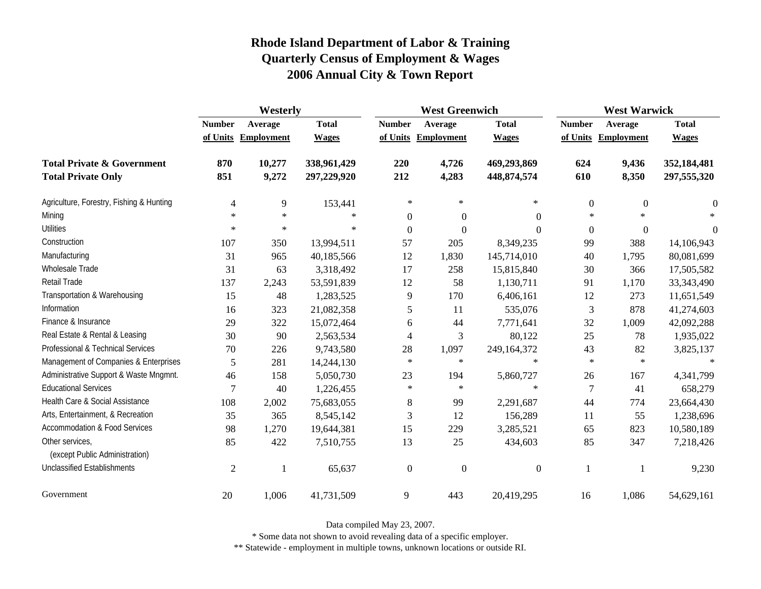# Rhode Island Department of Labor & Training
# Quarterly Census of Employment & Wages
# 2006 Annual City & Town Report

| | Westerly | | | West Greenwich | | | West Warwick | | |
|---|---|---|---|---|---|---|---|---|---|
| | Number of Units | Average Employment | Total Wages | Number of Units | Average Employment | Total Wages | Number of Units | Average Employment | Total Wages |
| **Total Private & Government** | **870** | **10,277** | **338,961,429** | **220** | **4,726** | **469,293,869** | **624** | **9,436** | **352,184,481** |
| **Total Private Only** | **851** | **9,272** | **297,229,920** | **212** | **4,283** | **448,874,574** | **610** | **8,350** | **297,555,320** |
| Agriculture, Forestry, Fishing & Hunting | 4 | 9 | 153,441 | * | * | * | 0 | 0 | 0 |
| Mining | * | * | * | 0 | 0 | 0 | * | * | * |
| Utilities | * | * | * | 0 | 0 | 0 | 0 | 0 | 0 |
| Construction | 107 | 350 | 13,994,511 | 57 | 205 | 8,349,235 | 99 | 388 | 14,106,943 |
| Manufacturing | 31 | 965 | 40,185,566 | 12 | 1,830 | 145,714,010 | 40 | 1,795 | 80,081,699 |
| Wholesale Trade | 31 | 63 | 3,318,492 | 17 | 258 | 15,815,840 | 30 | 366 | 17,505,582 |
| Retail Trade | 137 | 2,243 | 53,591,839 | 12 | 58 | 1,130,711 | 91 | 1,170 | 33,343,490 |
| Transportation & Warehousing | 15 | 48 | 1,283,525 | 9 | 170 | 6,406,161 | 12 | 273 | 11,651,549 |
| Information | 16 | 323 | 21,082,358 | 5 | 11 | 535,076 | 3 | 878 | 41,274,603 |
| Finance & Insurance | 29 | 322 | 15,072,464 | 6 | 44 | 7,771,641 | 32 | 1,009 | 42,092,288 |
| Real Estate & Rental & Leasing | 30 | 90 | 2,563,534 | 4 | 3 | 80,122 | 25 | 78 | 1,935,022 |
| Professional & Technical Services | 70 | 226 | 9,743,580 | 28 | 1,097 | 249,164,372 | 43 | 82 | 3,825,137 |
| Management of Companies & Enterprises | 5 | 281 | 14,244,130 | * | * | * | * | * | * |
| Administrative Support & Waste Mngmnt. | 46 | 158 | 5,050,730 | 23 | 194 | 5,860,727 | 26 | 167 | 4,341,799 |
| Educational Services | 7 | 40 | 1,226,455 | * | * | * | 7 | 41 | 658,279 |
| Health Care & Social Assistance | 108 | 2,002 | 75,683,055 | 8 | 99 | 2,291,687 | 44 | 774 | 23,664,430 |
| Arts, Entertainment, & Recreation | 35 | 365 | 8,545,142 | 3 | 12 | 156,289 | 11 | 55 | 1,238,696 |
| Accommodation & Food Services | 98 | 1,270 | 19,644,381 | 15 | 229 | 3,285,521 | 65 | 823 | 10,580,189 |
| Other services, (except Public Administration) | 85 | 422 | 7,510,755 | 13 | 25 | 434,603 | 85 | 347 | 7,218,426 |
| Unclassified Establishments | 2 | 1 | 65,637 | 0 | 0 | 0 | 1 | 1 | 9,230 |
| Government | 20 | 1,006 | 41,731,509 | 9 | 443 | 20,419,295 | 16 | 1,086 | 54,629,161 |

Data compiled May 23, 2007.

* Some data not shown to avoid revealing data of a specific employer.

** Statewide - employment in multiple towns, unknown locations or outside RI.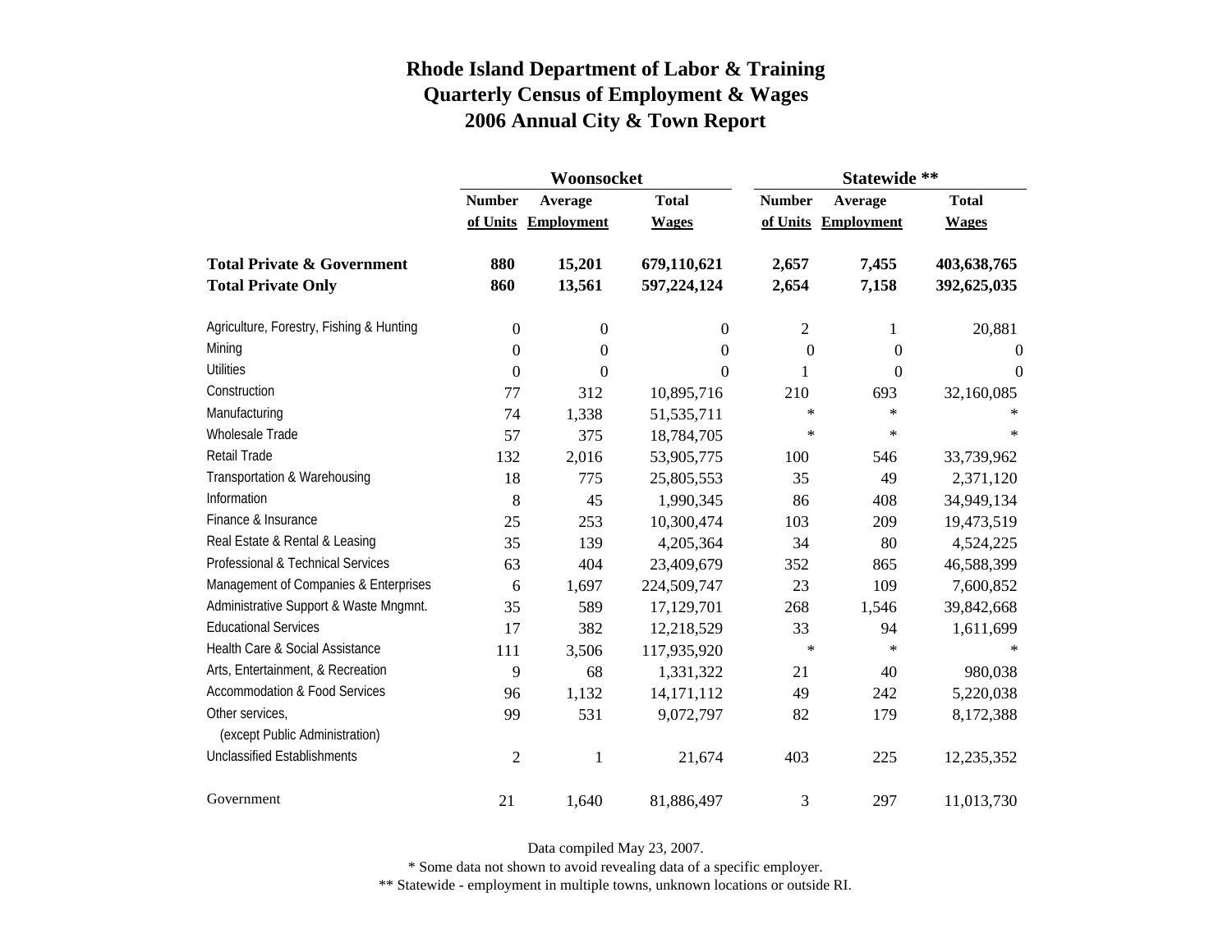# Rhode Island Department of Labor & Training
## Quarterly Census of Employment & Wages
## 2006 Annual City & Town Report

| | Woonsocket | | | Statewide ** | | |
|---|---|---|---|---|---|---|
| | Number of Units | Average Employment | Total Wages | Number of Units | Average Employment | Total Wages |
| **Total Private & Government** | **880** | **15,201** | **679,110,621** | **2,657** | **7,455** | **403,638,765** |
| **Total Private Only** | **860** | **13,561** | **597,224,124** | **2,654** | **7,158** | **392,625,035** |
| Agriculture, Forestry, Fishing & Hunting | 0 | 0 | 0 | 2 | 1 | 20,881 |
| Mining | 0 | 0 | 0 | 0 | 0 | 0 |
| Utilities | 0 | 0 | 0 | 1 | 0 | 0 |
| Construction | 77 | 312 | 10,895,716 | 210 | 693 | 32,160,085 |
| Manufacturing | 74 | 1,338 | 51,535,711 | * | * | * |
| Wholesale Trade | 57 | 375 | 18,784,705 | * | * | * |
| Retail Trade | 132 | 2,016 | 53,905,775 | 100 | 546 | 33,739,962 |
| Transportation & Warehousing | 18 | 775 | 25,805,553 | 35 | 49 | 2,371,120 |
| Information | 8 | 45 | 1,990,345 | 86 | 408 | 34,949,134 |
| Finance & Insurance | 25 | 253 | 10,300,474 | 103 | 209 | 19,473,519 |
| Real Estate & Rental & Leasing | 35 | 139 | 4,205,364 | 34 | 80 | 4,524,225 |
| Professional & Technical Services | 63 | 404 | 23,409,679 | 352 | 865 | 46,588,399 |
| Management of Companies & Enterprises | 6 | 1,697 | 224,509,747 | 23 | 109 | 7,600,852 |
| Administrative Support & Waste Mngmnt. | 35 | 589 | 17,129,701 | 268 | 1,546 | 39,842,668 |
| Educational Services | 17 | 382 | 12,218,529 | 33 | 94 | 1,611,699 |
| Health Care & Social Assistance | 111 | 3,506 | 117,935,920 | * | * | * |
| Arts, Entertainment, & Recreation | 9 | 68 | 1,331,322 | 21 | 40 | 980,038 |
| Accommodation & Food Services | 96 | 1,132 | 14,171,112 | 49 | 242 | 5,220,038 |
| Other services, (except Public Administration) | 99 | 531 | 9,072,797 | 82 | 179 | 8,172,388 |
| Unclassified Establishments | 2 | 1 | 21,674 | 403 | 225 | 12,235,352 |
| Government | 21 | 1,640 | 81,886,497 | 3 | 297 | 11,013,730 |

Data compiled May 23, 2007.

* Some data not shown to avoid revealing data of a specific employer.

** Statewide - employment in multiple towns, unknown locations or outside RI.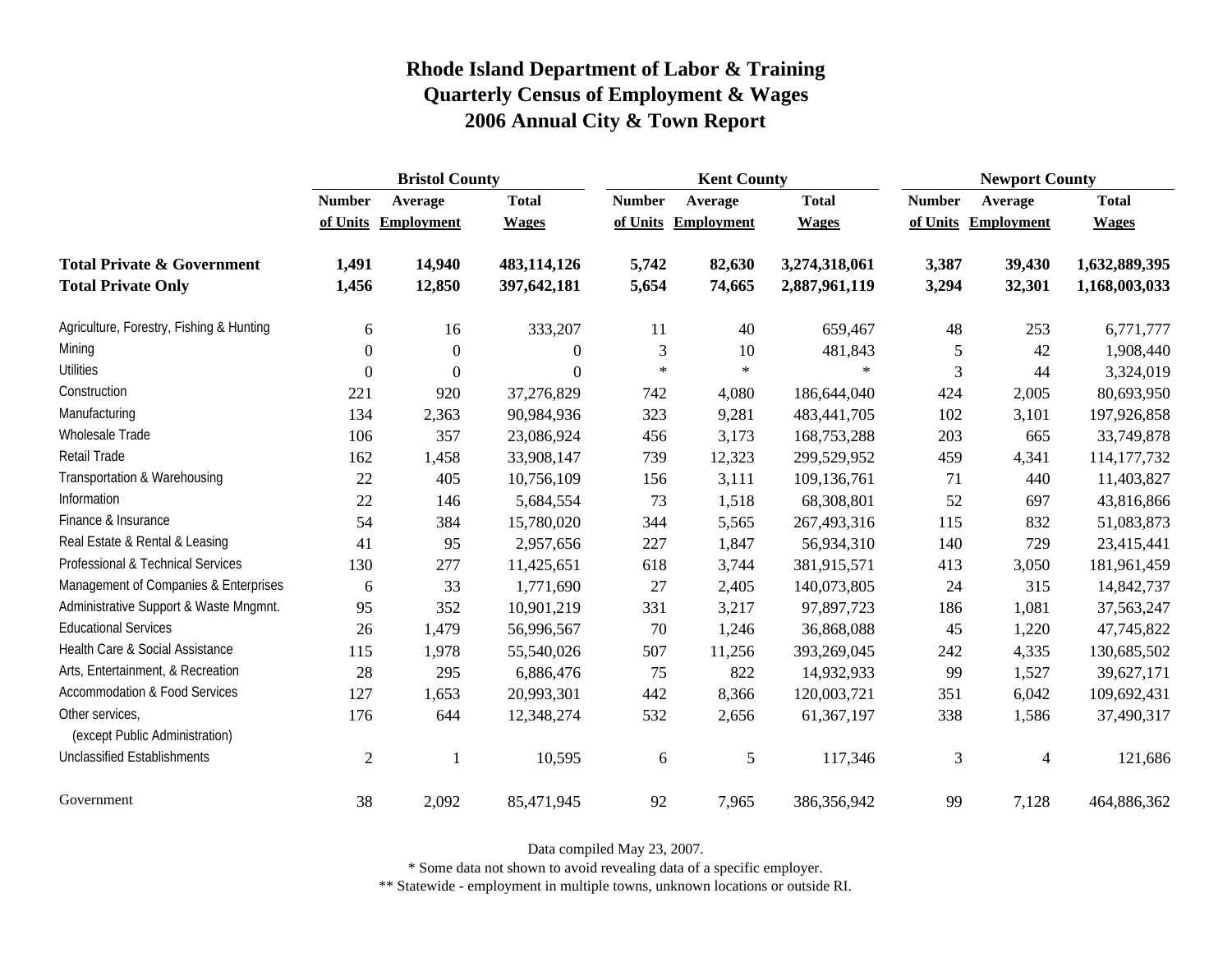# Rhode Island Department of Labor & Training
## Quarterly Census of Employment & Wages
## 2006 Annual City & Town Report

| | Bristol County | | | Kent County | | | Newport County | | |
|---|---|---|---|---|---|---|---|---|---|
| | Number of Units | Average Employment | Total Wages | Number of Units | Average Employment | Total Wages | Number of Units | Average Employment | Total Wages |
| **Total Private & Government** | **1,491** | **14,940** | **483,114,126** | **5,742** | **82,630** | **3,274,318,061** | **3,387** | **39,430** | **1,632,889,395** |
| **Total Private Only** | **1,456** | **12,850** | **397,642,181** | **5,654** | **74,665** | **2,887,961,119** | **3,294** | **32,301** | **1,168,003,033** |
| Agriculture, Forestry, Fishing & Hunting | 6 | 16 | 333,207 | 11 | 40 | 659,467 | 48 | 253 | 6,771,777 |
| Mining | 0 | 0 | 0 | 3 | 10 | 481,843 | 5 | 42 | 1,908,440 |
| Utilities | 0 | 0 | 0 | * | * | * | 3 | 44 | 3,324,019 |
| Construction | 221 | 920 | 37,276,829 | 742 | 4,080 | 186,644,040 | 424 | 2,005 | 80,693,950 |
| Manufacturing | 134 | 2,363 | 90,984,936 | 323 | 9,281 | 483,441,705 | 102 | 3,101 | 197,926,858 |
| Wholesale Trade | 106 | 357 | 23,086,924 | 456 | 3,173 | 168,753,288 | 203 | 665 | 33,749,878 |
| Retail Trade | 162 | 1,458 | 33,908,147 | 739 | 12,323 | 299,529,952 | 459 | 4,341 | 114,177,732 |
| Transportation & Warehousing | 22 | 405 | 10,756,109 | 156 | 3,111 | 109,136,761 | 71 | 440 | 11,403,827 |
| Information | 22 | 146 | 5,684,554 | 73 | 1,518 | 68,308,801 | 52 | 697 | 43,816,866 |
| Finance & Insurance | 54 | 384 | 15,780,020 | 344 | 5,565 | 267,493,316 | 115 | 832 | 51,083,873 |
| Real Estate & Rental & Leasing | 41 | 95 | 2,957,656 | 227 | 1,847 | 56,934,310 | 140 | 729 | 23,415,441 |
| Professional & Technical Services | 130 | 277 | 11,425,651 | 618 | 3,744 | 381,915,571 | 413 | 3,050 | 181,961,459 |
| Management of Companies & Enterprises | 6 | 33 | 1,771,690 | 27 | 2,405 | 140,073,805 | 24 | 315 | 14,842,737 |
| Administrative Support & Waste Mngmnt. | 95 | 352 | 10,901,219 | 331 | 3,217 | 97,897,723 | 186 | 1,081 | 37,563,247 |
| Educational Services | 26 | 1,479 | 56,996,567 | 70 | 1,246 | 36,868,088 | 45 | 1,220 | 47,745,822 |
| Health Care & Social Assistance | 115 | 1,978 | 55,540,026 | 507 | 11,256 | 393,269,045 | 242 | 4,335 | 130,685,502 |
| Arts, Entertainment, & Recreation | 28 | 295 | 6,886,476 | 75 | 822 | 14,932,933 | 99 | 1,527 | 39,627,171 |
| Accommodation & Food Services | 127 | 1,653 | 20,993,301 | 442 | 8,366 | 120,003,721 | 351 | 6,042 | 109,692,431 |
| Other services, (except Public Administration) | 176 | 644 | 12,348,274 | 532 | 2,656 | 61,367,197 | 338 | 1,586 | 37,490,317 |
| Unclassified Establishments | 2 | 1 | 10,595 | 6 | 5 | 117,346 | 3 | 4 | 121,686 |
| Government | 38 | 2,092 | 85,471,945 | 92 | 7,965 | 386,356,942 | 99 | 7,128 | 464,886,362 |

Data compiled May 23, 2007.

* Some data not shown to avoid revealing data of a specific employer.

** Statewide - employment in multiple towns, unknown locations or outside RI.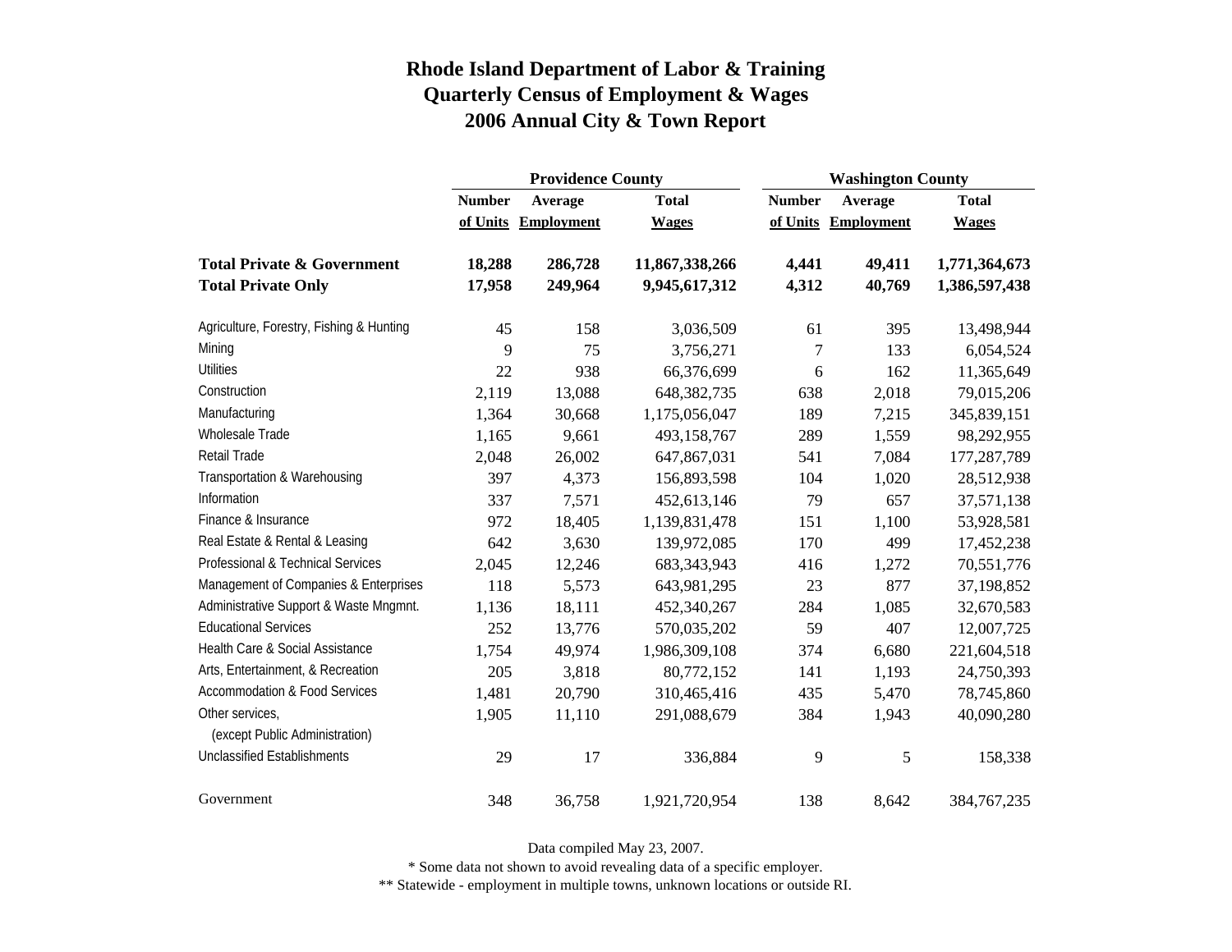# Rhode Island Department of Labor & Training
## Quarterly Census of Employment & Wages
## 2006 Annual City & Town Report

| | Providence County | | | Washington County | | |
|---|---|---|---|---|---|---|
| | Number of Units | Average Employment | Total Wages | Number of Units | Average Employment | Total Wages |
| **Total Private & Government** | **18,288** | **286,728** | **11,867,338,266** | **4,441** | **49,411** | **1,771,364,673** |
| **Total Private Only** | **17,958** | **249,964** | **9,945,617,312** | **4,312** | **40,769** | **1,386,597,438** |
| Agriculture, Forestry, Fishing & Hunting | 45 | 158 | 3,036,509 | 61 | 395 | 13,498,944 |
| Mining | 9 | 75 | 3,756,271 | 7 | 133 | 6,054,524 |
| Utilities | 22 | 938 | 66,376,699 | 6 | 162 | 11,365,649 |
| Construction | 2,119 | 13,088 | 648,382,735 | 638 | 2,018 | 79,015,206 |
| Manufacturing | 1,364 | 30,668 | 1,175,056,047 | 189 | 7,215 | 345,839,151 |
| Wholesale Trade | 1,165 | 9,661 | 493,158,767 | 289 | 1,559 | 98,292,955 |
| Retail Trade | 2,048 | 26,002 | 647,867,031 | 541 | 7,084 | 177,287,789 |
| Transportation & Warehousing | 397 | 4,373 | 156,893,598 | 104 | 1,020 | 28,512,938 |
| Information | 337 | 7,571 | 452,613,146 | 79 | 657 | 37,571,138 |
| Finance & Insurance | 972 | 18,405 | 1,139,831,478 | 151 | 1,100 | 53,928,581 |
| Real Estate & Rental & Leasing | 642 | 3,630 | 139,972,085 | 170 | 499 | 17,452,238 |
| Professional & Technical Services | 2,045 | 12,246 | 683,343,943 | 416 | 1,272 | 70,551,776 |
| Management of Companies & Enterprises | 118 | 5,573 | 643,981,295 | 23 | 877 | 37,198,852 |
| Administrative Support & Waste Mngmnt. | 1,136 | 18,111 | 452,340,267 | 284 | 1,085 | 32,670,583 |
| Educational Services | 252 | 13,776 | 570,035,202 | 59 | 407 | 12,007,725 |
| Health Care & Social Assistance | 1,754 | 49,974 | 1,986,309,108 | 374 | 6,680 | 221,604,518 |
| Arts, Entertainment, & Recreation | 205 | 3,818 | 80,772,152 | 141 | 1,193 | 24,750,393 |
| Accommodation & Food Services | 1,481 | 20,790 | 310,465,416 | 435 | 5,470 | 78,745,860 |
| Other services, (except Public Administration) | 1,905 | 11,110 | 291,088,679 | 384 | 1,943 | 40,090,280 |
| Unclassified Establishments | 29 | 17 | 336,884 | 9 | 5 | 158,338 |
| Government | 348 | 36,758 | 1,921,720,954 | 138 | 8,642 | 384,767,235 |

Data compiled May 23, 2007.

* Some data not shown to avoid revealing data of a specific employer.

** Statewide - employment in multiple towns, unknown locations or outside RI.